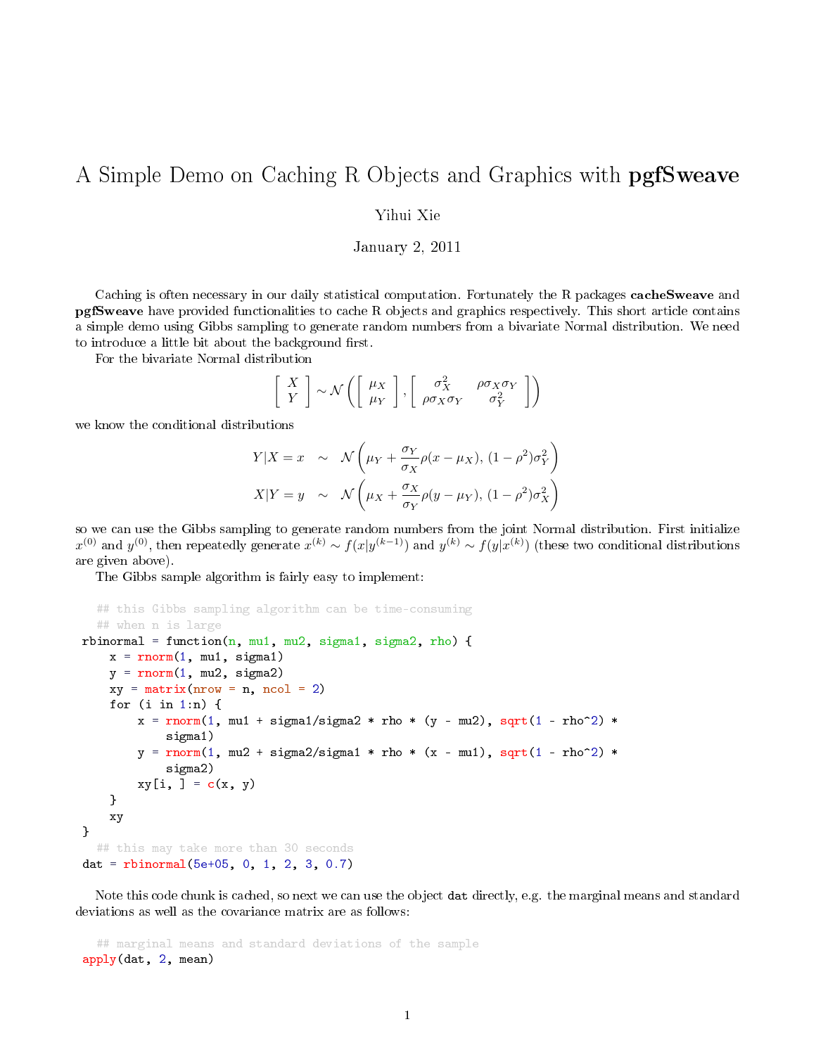# A Simple Demo on Caching R Objects and Graphics with **pgfSweave**

Yihui Xie

January 2, 2011

Caching is often necessary in our daily statistical computation. Fortunately the R packages **cacheSweave** and **pgfSweave** have provided functionalities to cache R objects and graphics respectively. This short article contains a simple demo using Gibbs sampling to generate random numbers from a bivariate Normal distribution. We need to introduce a little bit about the background first.

For the bivariate Normal distribution

$$\left[\begin{array}{c} X \\ Y \end{array}\right] \sim \mathcal{N}\left(\left[\begin{array}{c} \mu_X \\ \mu_Y \end{array}\right], \left[\begin{array}{cc} \sigma_X^2 & \rho\sigma_X\sigma_Y \\ \rho\sigma_X\sigma_Y & \sigma_Y^2 \end{array}\right]\right)$$

we know the conditional distributions

$$\begin{aligned} Y|X = x &\sim \mathcal{N}\left(\mu_Y + \frac{\sigma_Y}{\sigma_X}\rho(x - \mu_X), (1-\rho^2)\sigma_Y^2\right) \\ X|Y = y &\sim \mathcal{N}\left(\mu_X + \frac{\sigma_X}{\sigma_Y}\rho(y - \mu_Y), (1-\rho^2)\sigma_X^2\right) \end{aligned}$$

so we can use the Gibbs sampling to generate random numbers from the joint Normal distribution. First initialize $x^{(0)}$ and $y^{(0)}$, then repeatedly generate $x^{(k)} \sim f(x|y^{(k-1)})$ and $y^{(k)} \sim f(y|x^{(k)})$ (these two conditional distributions are given above).

The Gibbs sample algorithm is fairly easy to implement:

```
## this Gibbs sampling algorithm can be time-consuming
## when n is large
rbinormal = function(n, mu1, mu2, sigma1, sigma2, rho) {
    x = rnorm(1, mu1, sigma1)
    y = rnorm(1, mu2, sigma2)
    xy = matrix(nrow = n, ncol = 2)
    for (i in 1:n) {
        x = rnorm(1, mu1 + sigma1/sigma2 * rho * (y - mu2), sqrt(1 - rho^2) *
            sigma1)
        y = rnorm(1, mu2 + sigma2/sigma1 * rho * (x - mu1), sqrt(1 - rho^2) *
            sigma2)
        xy[i, ] = c(x, y)
    }
    xy
}
## this may take more than 30 seconds
dat = rbinormal(5e+05, 0, 1, 2, 3, 0.7)
```

Note this code chunk is cached, so next we can use the object `dat` directly, e.g. the marginal means and standard deviations as well as the covariance matrix are as follows:

```
## marginal means and standard deviations of the sample
apply(dat, 2, mean)
```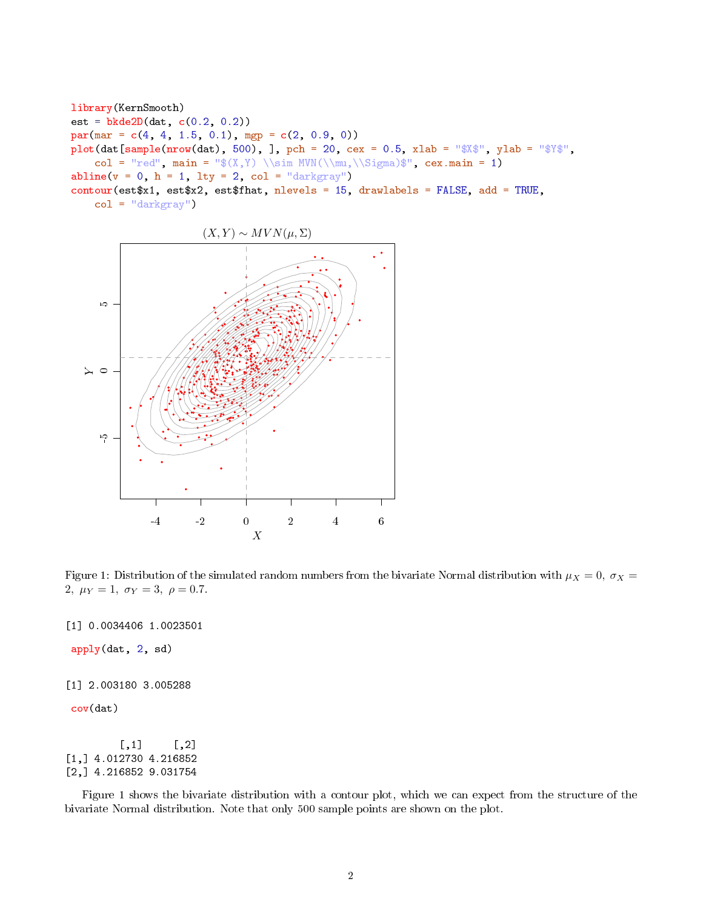```r
library(KernSmooth)
est = bkde2D(dat, c(0.2, 0.2))
par(mar = c(4, 4, 1.5, 0.1), mgp = c(2, 0.9, 0))
plot(dat[sample(nrow(dat), 500), ], pch = 20, cex = 0.5, xlab = "$X$", ylab = "$Y$",
    col = "red", main = "$(X,Y) \\sim MVN(\\mu,\\Sigma)$", cex.main = 1)
abline(v = 0, h = 1, lty = 2, col = "darkgray")
contour(est$x1, est$x2, est$fhat, nlevels = 15, drawlabels = FALSE, add = TRUE,
    col = "darkgray")
```

$(X,Y) \sim MVN(\mu,\Sigma)$

5
0
-5
$Y$
-4
-2
0
2
4
6
$X$

Figure 1: Distribution of the simulated random numbers from the bivariate Normal distribution with $\mu_X = 0,\ \sigma_X = 2,\ \mu_Y = 1,\ \sigma_Y = 3,\ \rho = 0.7$.

```
[1] 0.0034406 1.0023501
```

```r
apply(dat, 2, sd)
```

```
[1] 2.003180 3.005288
```

```r
cov(dat)
```

```
         [,1]     [,2]
[1,] 4.012730 4.216852
[2,] 4.216852 9.031754
```

Figure 1 shows the bivariate distribution with a contour plot, which we can expect from the structure of the bivariate Normal distribution. Note that only 500 sample points are shown on the plot.